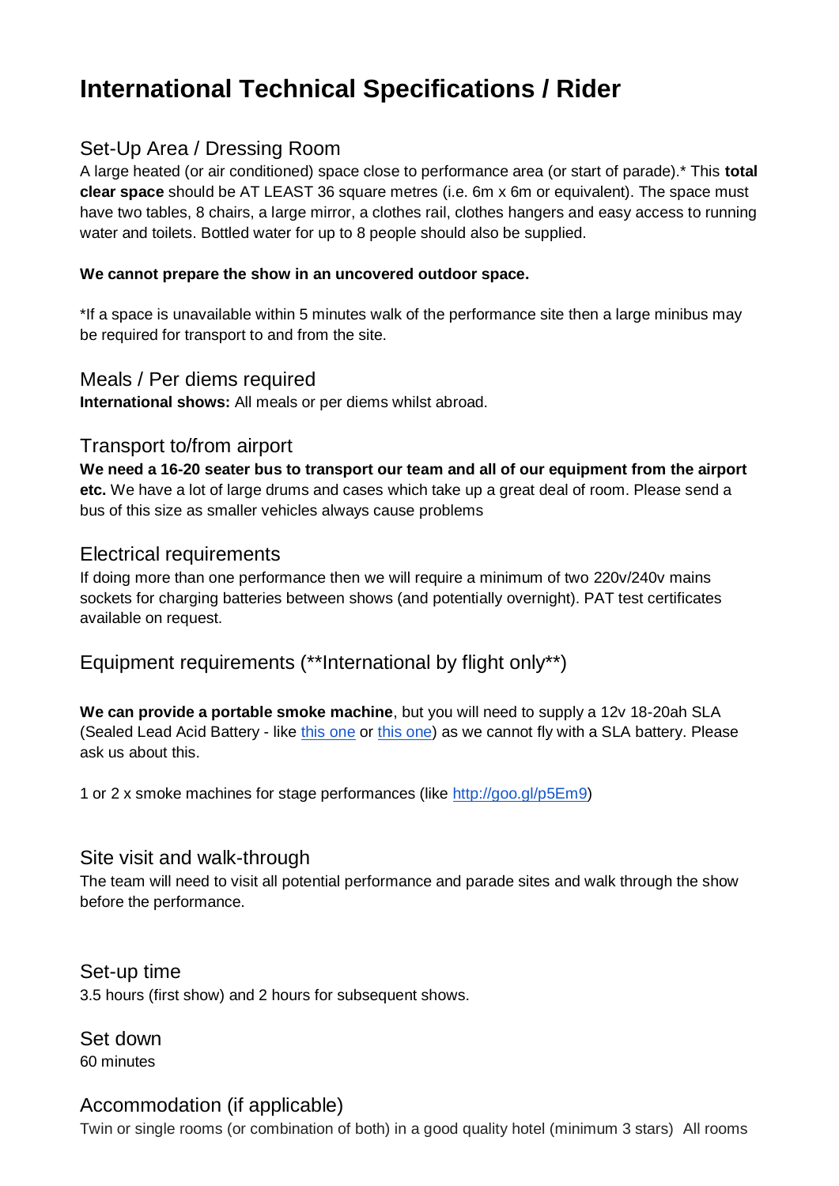# International Technical Specifications / Rider

## Set-Up Area / Dressing Room

A large heated (or air conditioned) space close to performance area (or start of parade).* This **total clear space** should be AT LEAST 36 square metres (i.e. 6m x 6m or equivalent). The space must have two tables, 8 chairs, a large mirror, a clothes rail, clothes hangers and easy access to running water and toilets. Bottled water for up to 8 people should also be supplied.

**We cannot prepare the show in an uncovered outdoor space.**

*If a space is unavailable within 5 minutes walk of the performance site then a large minibus may be required for transport to and from the site.

## Meals / Per diems required

**International shows:** All meals or per diems whilst abroad.

## Transport to/from airport

**We need a 16-20 seater bus to transport our team and all of our equipment from the airport etc.** We have a lot of large drums and cases which take up a great deal of room. Please send a bus of this size as smaller vehicles always cause problems

## Electrical requirements

If doing more than one performance then we will require a minimum of two 220v/240v mains sockets for charging batteries between shows (and potentially overnight). PAT test certificates available on request.

## Equipment requirements (**International by flight only**)

**We can provide a portable smoke machine**, but you will need to supply a 12v 18-20ah SLA (Sealed Lead Acid Battery - like this one or this one) as we cannot fly with a SLA battery. Please ask us about this.

1 or 2 x smoke machines for stage performances (like http://goo.gl/p5Em9)

## Site visit and walk-through

The team will need to visit all potential performance and parade sites and walk through the show before the performance.

## Set-up time

3.5 hours (first show) and 2 hours for subsequent shows.

## Set down

60 minutes

## Accommodation (if applicable)

Twin or single rooms (or combination of both) in a good quality hotel (minimum 3 stars) All rooms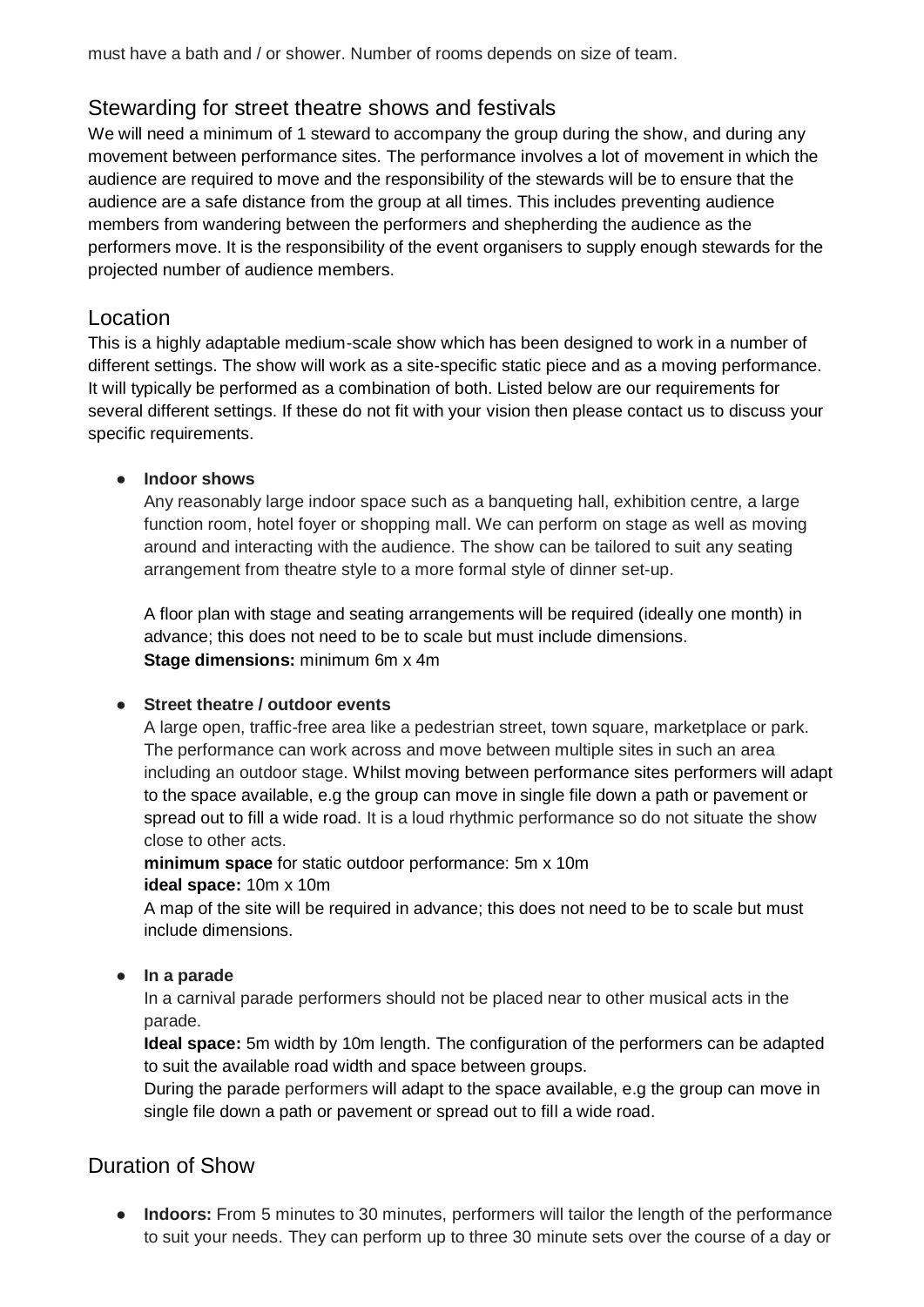must have a bath and / or shower. Number of rooms depends on size of team.

## Stewarding for street theatre shows and festivals

We will need a minimum of 1 steward to accompany the group during the show, and during any movement between performance sites. The performance involves a lot of movement in which the audience are required to move and the responsibility of the stewards will be to ensure that the audience are a safe distance from the group at all times. This includes preventing audience members from wandering between the performers and shepherding the audience as the performers move. It is the responsibility of the event organisers to supply enough stewards for the projected number of audience members.

## Location

This is a highly adaptable medium-scale show which has been designed to work in a number of different settings. The show will work as a site-specific static piece and as a moving performance. It will typically be performed as a combination of both. Listed below are our requirements for several different settings. If these do not fit with your vision then please contact us to discuss your specific requirements.

- **Indoor shows**
  Any reasonably large indoor space such as a banqueting hall, exhibition centre, a large function room, hotel foyer or shopping mall. We can perform on stage as well as moving around and interacting with the audience. The show can be tailored to suit any seating arrangement from theatre style to a more formal style of dinner set-up.

  A floor plan with stage and seating arrangements will be required (ideally one month) in advance; this does not need to be to scale but must include dimensions.
  **Stage dimensions:** minimum 6m x 4m

- **Street theatre / outdoor events**
  A large open, traffic-free area like a pedestrian street, town square, marketplace or park. The performance can work across and move between multiple sites in such an area including an outdoor stage. Whilst moving between performance sites performers will adapt to the space available, e.g the group can move in single file down a path or pavement or spread out to fill a wide road. It is a loud rhythmic performance so do not situate the show close to other acts.
  **minimum space** for static outdoor performance: 5m x 10m
  **ideal space:** 10m x 10m
  A map of the site will be required in advance; this does not need to be to scale but must include dimensions.

- **In a parade**
  In a carnival parade performers should not be placed near to other musical acts in the parade.
  **Ideal space:** 5m width by 10m length. The configuration of the performers can be adapted to suit the available road width and space between groups.
  During the parade performers will adapt to the space available, e.g the group can move in single file down a path or pavement or spread out to fill a wide road.

## Duration of Show

- **Indoors:** From 5 minutes to 30 minutes, performers will tailor the length of the performance to suit your needs. They can perform up to three 30 minute sets over the course of a day or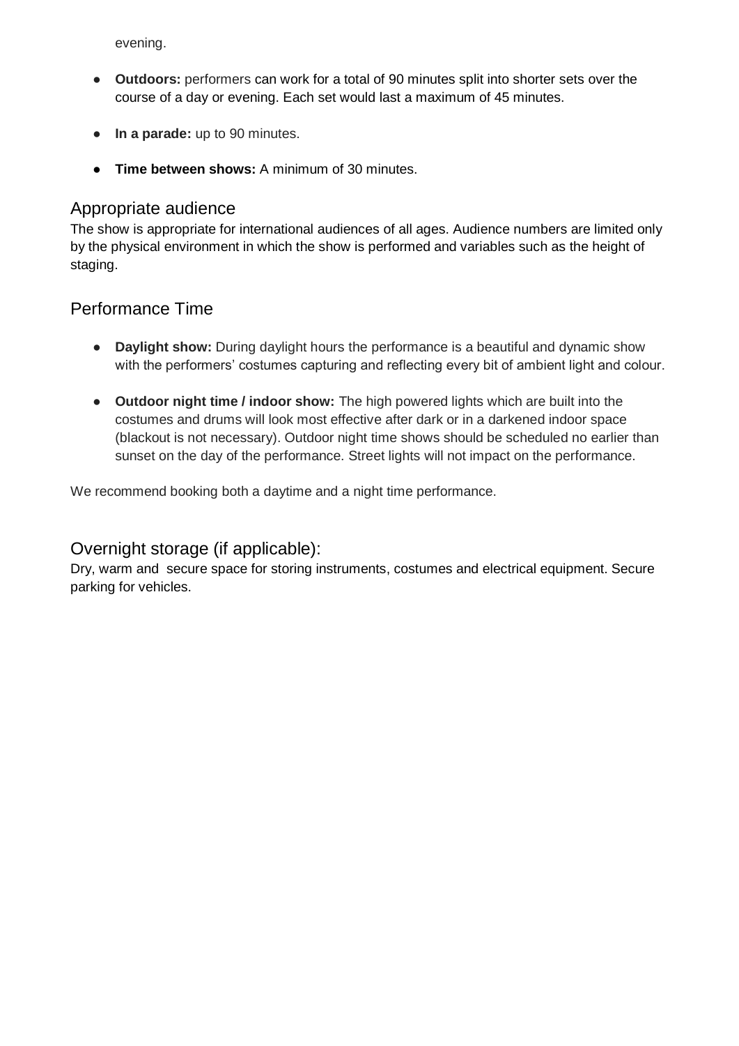evening.

- **Outdoors:** performers can work for a total of 90 minutes split into shorter sets over the course of a day or evening. Each set would last a maximum of 45 minutes.
- **In a parade:** up to 90 minutes.
- **Time between shows:** A minimum of 30 minutes.

## Appropriate audience

The show is appropriate for international audiences of all ages. Audience numbers are limited only by the physical environment in which the show is performed and variables such as the height of staging.

## Performance Time

- **Daylight show:** During daylight hours the performance is a beautiful and dynamic show with the performers' costumes capturing and reflecting every bit of ambient light and colour.
- **Outdoor night time / indoor show:** The high powered lights which are built into the costumes and drums will look most effective after dark or in a darkened indoor space (blackout is not necessary). Outdoor night time shows should be scheduled no earlier than sunset on the day of the performance. Street lights will not impact on the performance.

We recommend booking both a daytime and a night time performance.

## Overnight storage (if applicable):

Dry, warm and secure space for storing instruments, costumes and electrical equipment. Secure parking for vehicles.